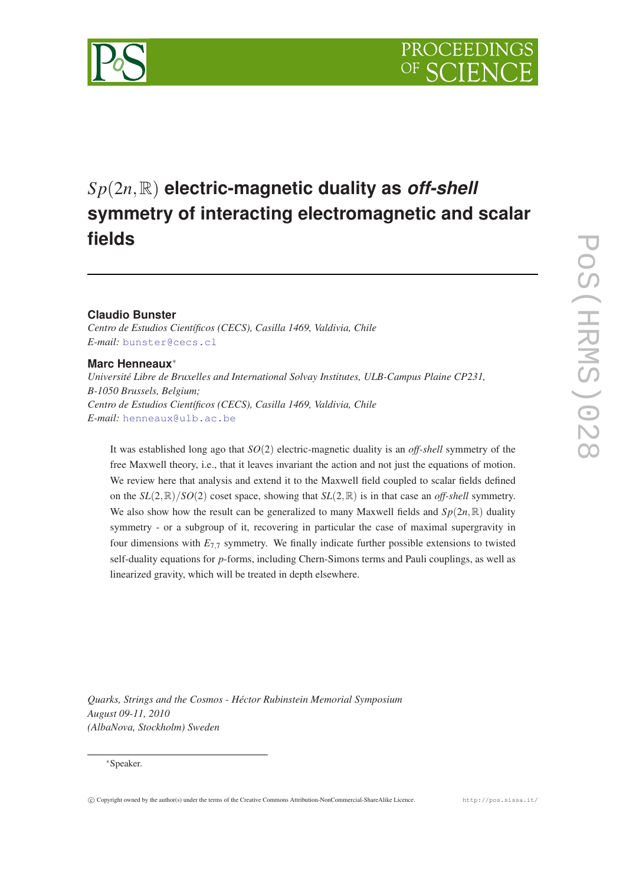# $Sp(2n,\mathbb{R})$ electric-magnetic duality as *off-shell* symmetry of interacting electromagnetic and scalar fields

**Claudio Bunster**

*Centro de Estudios Científicos (CECS), Casilla 1469, Valdivia, Chile*
*E-mail:* bunster@cecs.cl

**Marc Henneaux**[*]

*Université Libre de Bruxelles and International Solvay Institutes, ULB-Campus Plaine CP231, B-1050 Brussels, Belgium;*
*Centro de Estudios Científicos (CECS), Casilla 1469, Valdivia, Chile*
*E-mail:* henneaux@ulb.ac.be

It was established long ago that $SO(2)$ electric-magnetic duality is an *off-shell* symmetry of the free Maxwell theory, i.e., that it leaves invariant the action and not just the equations of motion. We review here that analysis and extend it to the Maxwell field coupled to scalar fields defined on the $SL(2,\mathbb{R})/SO(2)$ coset space, showing that $SL(2,\mathbb{R})$ is in that case an *off-shell* symmetry. We also show how the result can be generalized to many Maxwell fields and $Sp(2n,\mathbb{R})$ duality symmetry - or a subgroup of it, recovering in particular the case of maximal supergravity in four dimensions with $E_{7,7}$ symmetry. We finally indicate further possible extensions to twisted self-duality equations for $p$-forms, including Chern-Simons terms and Pauli couplings, as well as linearized gravity, which will be treated in depth elsewhere.

*Quarks, Strings and the Cosmos - Héctor Rubinstein Memorial Symposium*
*August 09-11, 2010*
*(AlbaNova, Stockholm) Sweden*

[*]Speaker.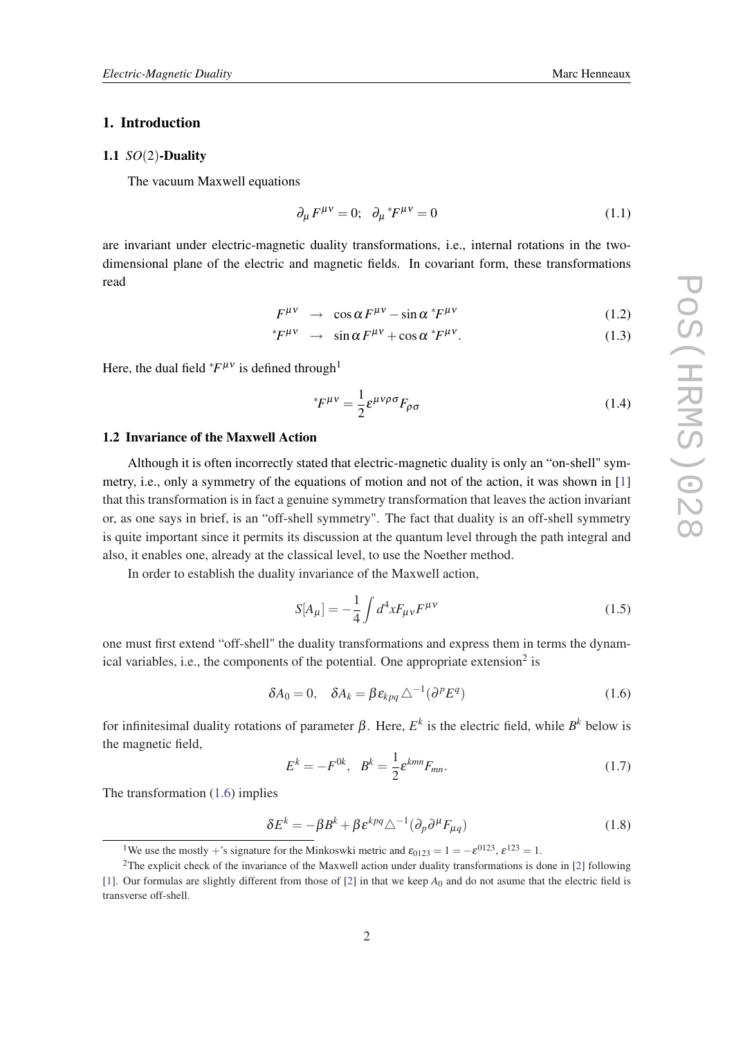## 1. Introduction

### 1.1 $SO(2)$-Duality

The vacuum Maxwell equations

$$\partial_\mu F^{\mu\nu} = 0; \quad \partial_\mu {}^*F^{\mu\nu} = 0 \tag{1.1}$$

are invariant under electric-magnetic duality transformations, i.e., internal rotations in the two-dimensional plane of the electric and magnetic fields. In covariant form, these transformations read

$$F^{\mu\nu} \rightarrow \cos\alpha\, F^{\mu\nu} - \sin\alpha\, {}^*F^{\mu\nu} \tag{1.2}$$

$${}^*F^{\mu\nu} \rightarrow \sin\alpha\, F^{\mu\nu} + \cos\alpha\, {}^*F^{\mu\nu}. \tag{1.3}$$

Here, the dual field ${}^*F^{\mu\nu}$ is defined through[1]

$${}^*F^{\mu\nu} = \frac{1}{2}\varepsilon^{\mu\nu\rho\sigma} F_{\rho\sigma} \tag{1.4}$$

### 1.2 Invariance of the Maxwell Action

Although it is often incorrectly stated that electric-magnetic duality is only an "on-shell" symmetry, i.e., only a symmetry of the equations of motion and not of the action, it was shown in [1] that this transformation is in fact a genuine symmetry transformation that leaves the action invariant or, as one says in brief, is an "off-shell symmetry". The fact that duality is an off-shell symmetry is quite important since it permits its discussion at the quantum level through the path integral and also, it enables one, already at the classical level, to use the Noether method.

In order to establish the duality invariance of the Maxwell action,

$$S[A_\mu] = -\frac{1}{4}\int d^4x F_{\mu\nu} F^{\mu\nu} \tag{1.5}$$

one must first extend "off-shell" the duality transformations and express them in terms the dynamical variables, i.e., the components of the potential. One appropriate extension[2] is

$$\delta A_0 = 0, \quad \delta A_k = \beta \varepsilon_{kpq} \triangle^{-1}(\partial^p E^q) \tag{1.6}$$

for infinitesimal duality rotations of parameter $\beta$. Here, $E^k$ is the electric field, while $B^k$ below is the magnetic field,

$$E^k = -F^{0k}, \quad B^k = \frac{1}{2}\varepsilon^{kmn} F_{mn}. \tag{1.7}$$

The transformation (1.6) implies

$$\delta E^k = -\beta B^k + \beta \varepsilon^{kpq} \triangle^{-1}(\partial_p \partial^\mu F_{\mu q}) \tag{1.8}$$

---

[1] We use the mostly $+$'s signature for the Minkoswki metric and $\varepsilon_{0123} = 1 = -\varepsilon^{0123}$, $\varepsilon^{123} = 1$.

[2] The explicit check of the invariance of the Maxwell action under duality transformations is done in [2] following [1]. Our formulas are slightly different from those of [2] in that we keep $A_0$ and do not asume that the electric field is transverse off-shell.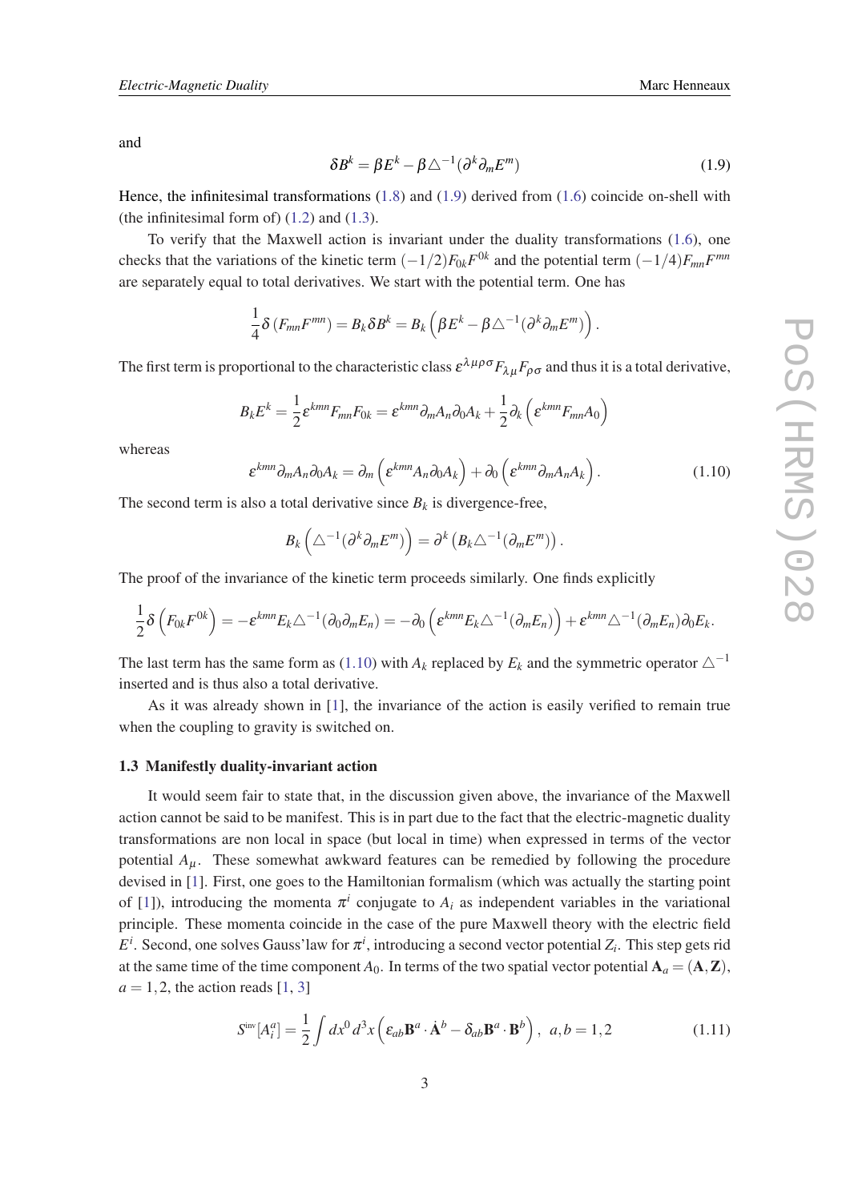and

$$\delta B^k = \beta E^k - \beta \triangle^{-1}(\partial^k \partial_m E^m) \tag{1.9}$$

Hence, the infinitesimal transformations (1.8) and (1.9) derived from (1.6) coincide on-shell with (the infinitesimal form of) (1.2) and (1.3).

To verify that the Maxwell action is invariant under the duality transformations (1.6), one checks that the variations of the kinetic term $(-1/2)F_{0k}F^{0k}$ and the potential term $(-1/4)F_{mn}F^{mn}$ are separately equal to total derivatives. We start with the potential term. One has

$$\frac{1}{4}\delta\left(F_{mn}F^{mn}\right) = B_k \delta B^k = B_k \left(\beta E^k - \beta \triangle^{-1}(\partial^k \partial_m E^m)\right).$$

The first term is proportional to the characteristic class $\varepsilon^{\lambda\mu\rho\sigma}F_{\lambda\mu}F_{\rho\sigma}$ and thus it is a total derivative,

$$B_k E^k = \frac{1}{2}\varepsilon^{kmn}F_{mn}F_{0k} = \varepsilon^{kmn}\partial_m A_n \partial_0 A_k + \frac{1}{2}\partial_k\left(\varepsilon^{kmn}F_{mn}A_0\right)$$

whereas

$$\varepsilon^{kmn}\partial_m A_n \partial_0 A_k = \partial_m\left(\varepsilon^{kmn}A_n\partial_0 A_k\right) + \partial_0\left(\varepsilon^{kmn}\partial_m A_n A_k\right). \tag{1.10}$$

The second term is also a total derivative since $B_k$ is divergence-free,

$$B_k\left(\triangle^{-1}(\partial^k\partial_m E^m)\right) = \partial^k\left(B_k \triangle^{-1}(\partial_m E^m)\right).$$

The proof of the invariance of the kinetic term proceeds similarly. One finds explicitly

$$\frac{1}{2}\delta\left(F_{0k}F^{0k}\right) = -\varepsilon^{kmn}E_k\triangle^{-1}(\partial_0\partial_m E_n) = -\partial_0\left(\varepsilon^{kmn}E_k\triangle^{-1}(\partial_m E_n)\right) + \varepsilon^{kmn}\triangle^{-1}(\partial_m E_n)\partial_0 E_k.$$

The last term has the same form as (1.10) with $A_k$ replaced by $E_k$ and the symmetric operator $\triangle^{-1}$ inserted and is thus also a total derivative.

As it was already shown in [1], the invariance of the action is easily verified to remain true when the coupling to gravity is switched on.

### 1.3 Manifestly duality-invariant action

It would seem fair to state that, in the discussion given above, the invariance of the Maxwell action cannot be said to be manifest. This is in part due to the fact that the electric-magnetic duality transformations are non local in space (but local in time) when expressed in terms of the vector potential $A_\mu$. These somewhat awkward features can be remedied by following the procedure devised in [1]. First, one goes to the Hamiltonian formalism (which was actually the starting point of [1]), introducing the momenta $\pi^i$ conjugate to $A_i$ as independent variables in the variational principle. These momenta coincide in the case of the pure Maxwell theory with the electric field $E^i$. Second, one solves Gauss'law for $\pi^i$, introducing a second vector potential $Z_i$. This step gets rid at the same time of the time component $A_0$. In terms of the two spatial vector potential $\mathbf{A}_a = (\mathbf{A}, \mathbf{Z})$, $a = 1,2$, the action reads [1, 3]

$$S^{\text{inv}}[A_i^a] = \frac{1}{2}\int dx^0\, d^3x\left(\varepsilon_{ab}\mathbf{B}^a\cdot\dot{\mathbf{A}}^b - \delta_{ab}\mathbf{B}^a\cdot\mathbf{B}^b\right),\ \ a,b = 1,2 \tag{1.11}$$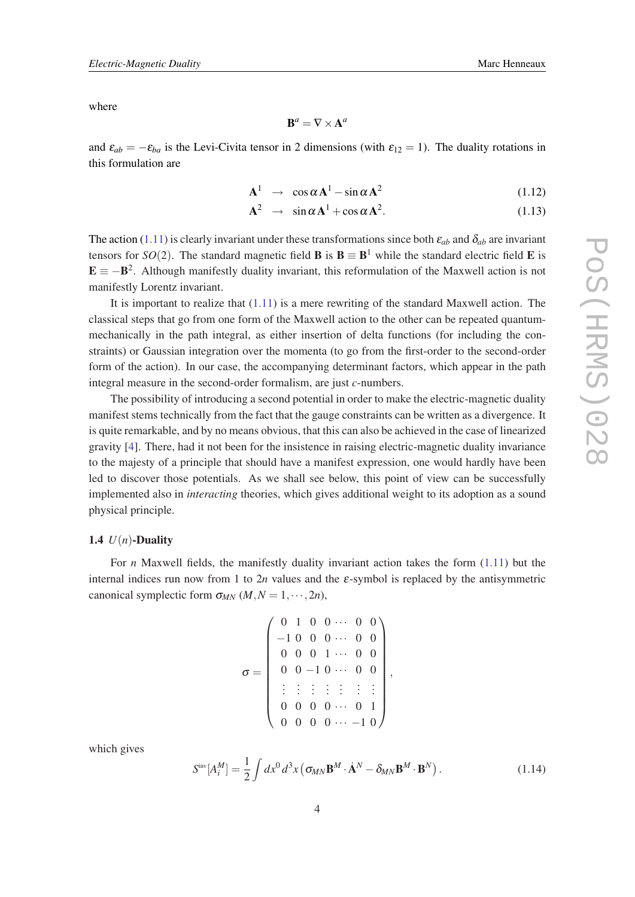where

$$\mathbf{B}^a = \nabla \times \mathbf{A}^a$$

and $\varepsilon_{ab} = -\varepsilon_{ba}$ is the Levi-Civita tensor in 2 dimensions (with $\varepsilon_{12} = 1$). The duality rotations in this formulation are

$$\mathbf{A}^1 \rightarrow \cos\alpha\,\mathbf{A}^1 - \sin\alpha\,\mathbf{A}^2 \tag{1.12}$$

$$\mathbf{A}^2 \rightarrow \sin\alpha\,\mathbf{A}^1 + \cos\alpha\,\mathbf{A}^2. \tag{1.13}$$

The action (1.11) is clearly invariant under these transformations since both $\varepsilon_{ab}$ and $\delta_{ab}$ are invariant tensors for $SO(2)$. The standard magnetic field $\mathbf{B}$ is $\mathbf{B} \equiv \mathbf{B}^1$ while the standard electric field $\mathbf{E}$ is $\mathbf{E} \equiv -\mathbf{B}^2$. Although manifestly duality invariant, this reformulation of the Maxwell action is not manifestly Lorentz invariant.

It is important to realize that (1.11) is a mere rewriting of the standard Maxwell action. The classical steps that go from one form of the Maxwell action to the other can be repeated quantum-mechanically in the path integral, as either insertion of delta functions (for including the constraints) or Gaussian integration over the momenta (to go from the first-order to the second-order form of the action). In our case, the accompanying determinant factors, which appear in the path integral measure in the second-order formalism, are just $c$-numbers.

The possibility of introducing a second potential in order to make the electric-magnetic duality manifest stems technically from the fact that the gauge constraints can be written as a divergence. It is quite remarkable, and by no means obvious, that this can also be achieved in the case of linearized gravity [4]. There, had it not been for the insistence in raising electric-magnetic duality invariance to the majesty of a principle that should have a manifest expression, one would hardly have been led to discover those potentials. As we shall see below, this point of view can be successfully implemented also in *interacting* theories, which gives additional weight to its adoption as a sound physical principle.

### 1.4 $U(n)$-Duality

For $n$ Maxwell fields, the manifestly duality invariant action takes the form (1.11) but the internal indices run now from 1 to $2n$ values and the $\varepsilon$-symbol is replaced by the antisymmetric canonical symplectic form $\sigma_{MN}$ ($M,N = 1,\cdots,2n$),

$$\sigma = \begin{pmatrix} 0 & 1 & 0 & 0 & \cdots & 0 & 0 \\ -1 & 0 & 0 & 0 & \cdots & 0 & 0 \\ 0 & 0 & 0 & 1 & \cdots & 0 & 0 \\ 0 & 0 & -1 & 0 & \cdots & 0 & 0 \\ \vdots & \vdots & \vdots & \vdots & \vdots & \vdots & \vdots \\ 0 & 0 & 0 & 0 & \cdots & 0 & 1 \\ 0 & 0 & 0 & 0 & \cdots & -1 & 0 \end{pmatrix},$$

which gives

$$S^{\text{inv}}[A_i^M] = \frac{1}{2}\int dx^0\, d^3x \left(\sigma_{MN}\mathbf{B}^M \cdot \dot{\mathbf{A}}^N - \delta_{MN}\mathbf{B}^M \cdot \mathbf{B}^N\right). \tag{1.14}$$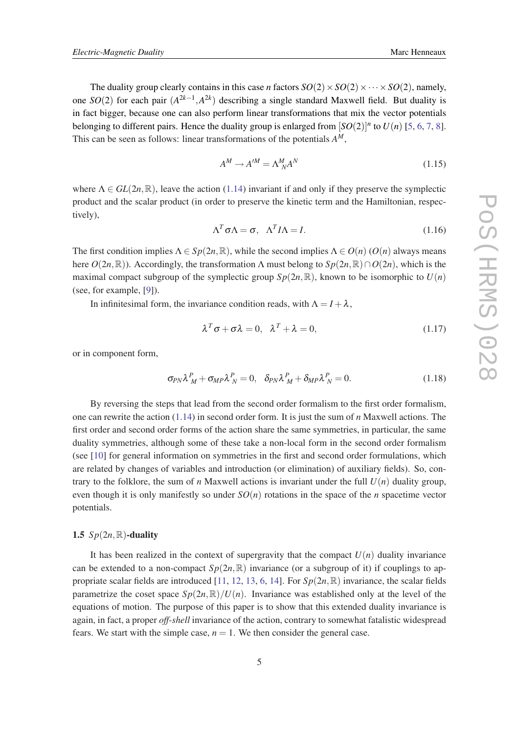The duality group clearly contains in this case $n$ factors $SO(2) \times SO(2) \times \cdots \times SO(2)$, namely, one $SO(2)$ for each pair $(A^{2k-1}, A^{2k})$ describing a single standard Maxwell field. But duality is in fact bigger, because one can also perform linear transformations that mix the vector potentials belonging to different pairs. Hence the duality group is enlarged from $[SO(2)]^n$ to $U(n)$ [5, 6, 7, 8]. This can be seen as follows: linear transformations of the potentials $A^M$,

$$A^M \rightarrow A'^M = \Lambda^M_{\ N} A^N \tag{1.15}$$

where $\Lambda \in GL(2n, \mathbb{R})$, leave the action (1.14) invariant if and only if they preserve the symplectic product and the scalar product (in order to preserve the kinetic term and the Hamiltonian, respectively),

$$\Lambda^T \sigma \Lambda = \sigma, \quad \Lambda^T I \Lambda = I. \tag{1.16}$$

The first condition implies $\Lambda \in Sp(2n, \mathbb{R})$, while the second implies $\Lambda \in O(n)$ ($O(n)$ always means here $O(2n, \mathbb{R})$). Accordingly, the transformation $\Lambda$ must belong to $Sp(2n, \mathbb{R}) \cap O(2n)$, which is the maximal compact subgroup of the symplectic group $Sp(2n, \mathbb{R})$, known to be isomorphic to $U(n)$ (see, for example, [9]).

In infinitesimal form, the invariance condition reads, with $\Lambda = I + \lambda$,

$$\lambda^T \sigma + \sigma \lambda = 0, \quad \lambda^T + \lambda = 0, \tag{1.17}$$

or in component form,

$$\sigma_{PN} \lambda^P_{\ M} + \sigma_{MP} \lambda^P_{\ N} = 0, \quad \delta_{PN} \lambda^P_{\ M} + \delta_{MP} \lambda^P_{\ N} = 0. \tag{1.18}$$

By reversing the steps that lead from the second order formalism to the first order formalism, one can rewrite the action (1.14) in second order form. It is just the sum of $n$ Maxwell actions. The first order and second order forms of the action share the same symmetries, in particular, the same duality symmetries, although some of these take a non-local form in the second order formalism (see [10] for general information on symmetries in the first and second order formulations, which are related by changes of variables and introduction (or elimination) of auxiliary fields). So, contrary to the folklore, the sum of $n$ Maxwell actions is invariant under the full $U(n)$ duality group, even though it is only manifestly so under $SO(n)$ rotations in the space of the $n$ spacetime vector potentials.

### 1.5 $Sp(2n, \mathbb{R})$-duality

It has been realized in the context of supergravity that the compact $U(n)$ duality invariance can be extended to a non-compact $Sp(2n, \mathbb{R})$ invariance (or a subgroup of it) if couplings to appropriate scalar fields are introduced [11, 12, 13, 6, 14]. For $Sp(2n, \mathbb{R})$ invariance, the scalar fields parametrize the coset space $Sp(2n, \mathbb{R})/U(n)$. Invariance was established only at the level of the equations of motion. The purpose of this paper is to show that this extended duality invariance is again, in fact, a proper *off-shell* invariance of the action, contrary to somewhat fatalistic widespread fears. We start with the simple case, $n = 1$. We then consider the general case.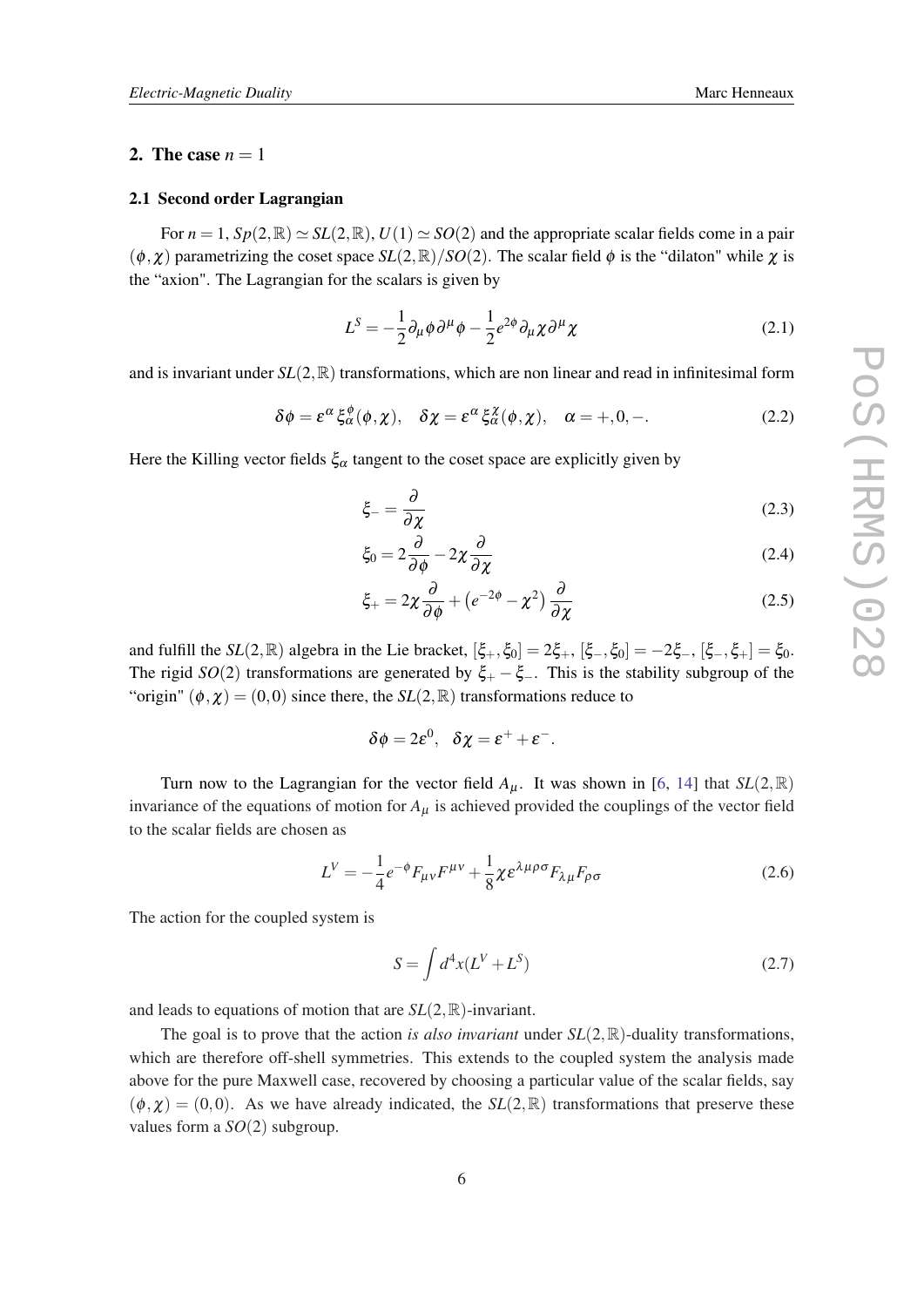## 2. The case $n = 1$

### 2.1 Second order Lagrangian

For $n = 1$, $Sp(2,\mathbb{R}) \simeq SL(2,\mathbb{R})$, $U(1) \simeq SO(2)$ and the appropriate scalar fields come in a pair $(\phi, \chi)$ parametrizing the coset space $SL(2,\mathbb{R})/SO(2)$. The scalar field $\phi$ is the "dilaton" while $\chi$ is the "axion". The Lagrangian for the scalars is given by

$$L^S = -\frac{1}{2}\partial_\mu \phi \partial^\mu \phi - \frac{1}{2}e^{2\phi}\partial_\mu \chi \partial^\mu \chi \tag{2.1}$$

and is invariant under $SL(2,\mathbb{R})$ transformations, which are non linear and read in infinitesimal form

$$\delta\phi = \varepsilon^\alpha \xi^\phi_\alpha(\phi,\chi), \quad \delta\chi = \varepsilon^\alpha \xi^\chi_\alpha(\phi,\chi), \quad \alpha = +,0,-. \tag{2.2}$$

Here the Killing vector fields $\xi_\alpha$ tangent to the coset space are explicitly given by

$$\xi_- = \frac{\partial}{\partial \chi} \tag{2.3}$$

$$\xi_0 = 2\frac{\partial}{\partial \phi} - 2\chi\frac{\partial}{\partial \chi} \tag{2.4}$$

$$\xi_+ = 2\chi\frac{\partial}{\partial \phi} + \left(e^{-2\phi} - \chi^2\right)\frac{\partial}{\partial \chi} \tag{2.5}$$

and fulfill the $SL(2,\mathbb{R})$ algebra in the Lie bracket, $[\xi_+, \xi_0] = 2\xi_+$, $[\xi_-, \xi_0] = -2\xi_-$, $[\xi_-, \xi_+] = \xi_0$. The rigid $SO(2)$ transformations are generated by $\xi_+ - \xi_-$. This is the stability subgroup of the "origin" $(\phi,\chi) = (0,0)$ since there, the $SL(2,\mathbb{R})$ transformations reduce to

$$\delta\phi = 2\varepsilon^0, \quad \delta\chi = \varepsilon^+ + \varepsilon^-.$$

Turn now to the Lagrangian for the vector field $A_\mu$. It was shown in [6, 14] that $SL(2,\mathbb{R})$ invariance of the equations of motion for $A_\mu$ is achieved provided the couplings of the vector field to the scalar fields are chosen as

$$L^V = -\frac{1}{4}e^{-\phi}F_{\mu\nu}F^{\mu\nu} + \frac{1}{8}\chi\varepsilon^{\lambda\mu\rho\sigma}F_{\lambda\mu}F_{\rho\sigma} \tag{2.6}$$

The action for the coupled system is

$$S = \int d^4x (L^V + L^S) \tag{2.7}$$

and leads to equations of motion that are $SL(2,\mathbb{R})$-invariant.

The goal is to prove that the action *is also invariant* under $SL(2,\mathbb{R})$-duality transformations, which are therefore off-shell symmetries. This extends to the coupled system the analysis made above for the pure Maxwell case, recovered by choosing a particular value of the scalar fields, say $(\phi,\chi) = (0,0)$. As we have already indicated, the $SL(2,\mathbb{R})$ transformations that preserve these values form a $SO(2)$ subgroup.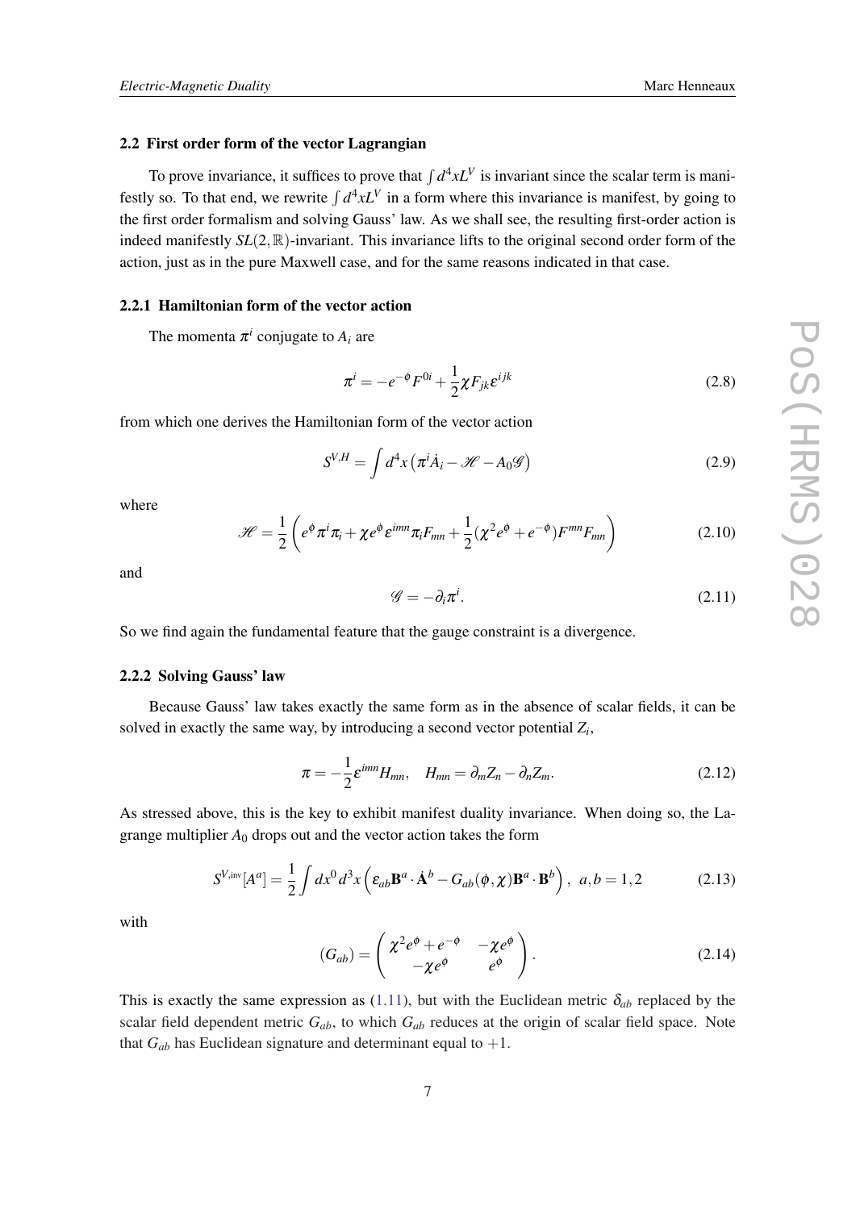### 2.2 First order form of the vector Lagrangian

To prove invariance, it suffices to prove that $\int d^4xL^V$ is invariant since the scalar term is manifestly so. To that end, we rewrite $\int d^4xL^V$ in a form where this invariance is manifest, by going to the first order formalism and solving Gauss' law. As we shall see, the resulting first-order action is indeed manifestly $SL(2,\mathbb{R})$-invariant. This invariance lifts to the original second order form of the action, just as in the pure Maxwell case, and for the same reasons indicated in that case.

#### 2.2.1 Hamiltonian form of the vector action

The momenta $\pi^i$ conjugate to $A_i$ are

$$\pi^i = -e^{-\phi}F^{0i} + \frac{1}{2}\chi F_{jk}\varepsilon^{ijk} \tag{2.8}$$

from which one derives the Hamiltonian form of the vector action

$$S^{V,H} = \int d^4x \left(\pi^i \dot{A}_i - \mathscr{H} - A_0 \mathscr{G}\right) \tag{2.9}$$

where

$$\mathscr{H} = \frac{1}{2}\left(e^{\phi}\pi^i\pi_i + \chi e^{\phi}\varepsilon^{imn}\pi_i F_{mn} + \frac{1}{2}(\chi^2 e^{\phi} + e^{-\phi})F^{mn}F_{mn}\right) \tag{2.10}$$

and

$$\mathscr{G} = -\partial_i \pi^i. \tag{2.11}$$

So we find again the fundamental feature that the gauge constraint is a divergence.

#### 2.2.2 Solving Gauss' law

Because Gauss' law takes exactly the same form as in the absence of scalar fields, it can be solved in exactly the same way, by introducing a second vector potential $Z_i$,

$$\pi = -\frac{1}{2}\varepsilon^{imn}H_{mn}, \quad H_{mn} = \partial_m Z_n - \partial_n Z_m. \tag{2.12}$$

As stressed above, this is the key to exhibit manifest duality invariance. When doing so, the Lagrange multiplier $A_0$ drops out and the vector action takes the form

$$S^{V,\text{inv}}[A^a] = \frac{1}{2}\int dx^0 d^3x \left(\varepsilon_{ab}\mathbf{B}^a \cdot \dot{\mathbf{A}}^b - G_{ab}(\phi,\chi)\mathbf{B}^a \cdot \mathbf{B}^b\right), \;\; a,b = 1,2 \tag{2.13}$$

with

$$(G_{ab}) = \begin{pmatrix} \chi^2 e^{\phi} + e^{-\phi} & -\chi e^{\phi} \\ -\chi e^{\phi} & e^{\phi} \end{pmatrix}. \tag{2.14}$$

This is exactly the same expression as (1.11), but with the Euclidean metric $\delta_{ab}$ replaced by the scalar field dependent metric $G_{ab}$, to which $G_{ab}$ reduces at the origin of scalar field space. Note that $G_{ab}$ has Euclidean signature and determinant equal to $+1$.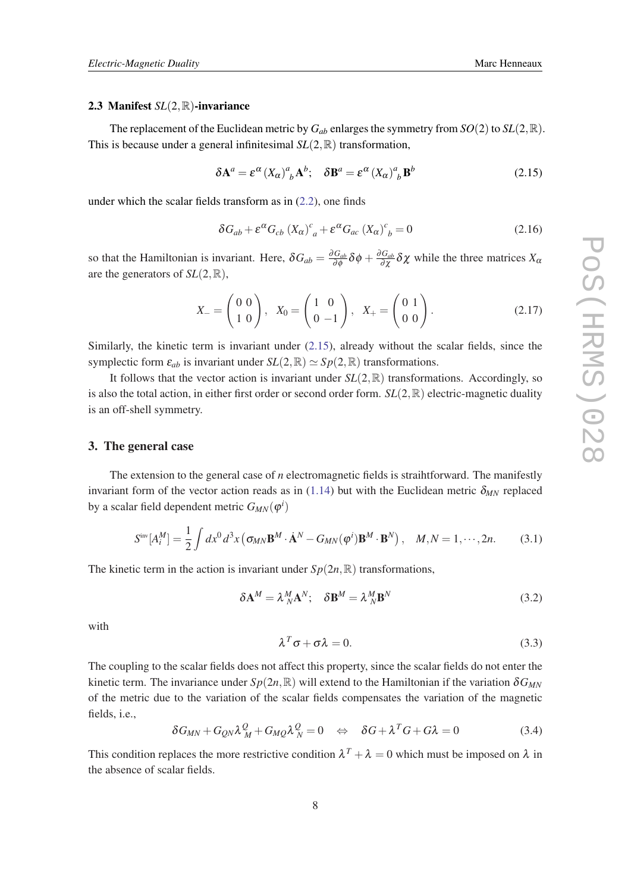### 2.3 Manifest $SL(2,\mathbb{R})$-invariance

The replacement of the Euclidean metric by $G_{ab}$ enlarges the symmetry from $SO(2)$ to $SL(2,\mathbb{R})$. This is because under a general infinitesimal $SL(2,\mathbb{R})$ transformation,

$$\delta \mathbf{A}^a = \varepsilon^\alpha \left(X_\alpha\right)^a{}_b \mathbf{A}^b; \quad \delta \mathbf{B}^a = \varepsilon^\alpha \left(X_\alpha\right)^a{}_b \mathbf{B}^b \tag{2.15}$$

under which the scalar fields transform as in (2.2), one finds

$$\delta G_{ab} + \varepsilon^\alpha G_{cb} \left(X_\alpha\right)^c{}_a + \varepsilon^\alpha G_{ac} \left(X_\alpha\right)^c{}_b = 0 \tag{2.16}$$

so that the Hamiltonian is invariant. Here, $\delta G_{ab} = \frac{\partial G_{ab}}{\partial \phi}\delta\phi + \frac{\partial G_{ab}}{\partial \chi}\delta\chi$ while the three matrices $X_\alpha$ are the generators of $SL(2,\mathbb{R})$,

$$X_- = \begin{pmatrix} 0 & 0 \\ 1 & 0 \end{pmatrix}, \quad X_0 = \begin{pmatrix} 1 & 0 \\ 0 & -1 \end{pmatrix}, \quad X_+ = \begin{pmatrix} 0 & 1 \\ 0 & 0 \end{pmatrix}. \tag{2.17}$$

Similarly, the kinetic term is invariant under (2.15), already without the scalar fields, since the symplectic form $\varepsilon_{ab}$ is invariant under $SL(2,\mathbb{R}) \simeq Sp(2,\mathbb{R})$ transformations.

It follows that the vector action is invariant under $SL(2,\mathbb{R})$ transformations. Accordingly, so is also the total action, in either first order or second order form. $SL(2,\mathbb{R})$ electric-magnetic duality is an off-shell symmetry.

## 3. The general case

The extension to the general case of $n$ electromagnetic fields is straihtforward. The manifestly invariant form of the vector action reads as in (1.14) but with the Euclidean metric $\delta_{MN}$ replaced by a scalar field dependent metric $G_{MN}(\varphi^i)$

$$S^{\text{inv}}[A^M_i] = \frac{1}{2}\int dx^0 d^3x \left(\sigma_{MN}\mathbf{B}^M \cdot \dot{\mathbf{A}}^N - G_{MN}(\varphi^i)\mathbf{B}^M \cdot \mathbf{B}^N\right), \quad M,N = 1,\cdots,2n. \tag{3.1}$$

The kinetic term in the action is invariant under $Sp(2n,\mathbb{R})$ transformations,

$$\delta \mathbf{A}^M = \lambda^M_N \mathbf{A}^N; \quad \delta \mathbf{B}^M = \lambda^M_N \mathbf{B}^N \tag{3.2}$$

with

$$\lambda^T \sigma + \sigma\lambda = 0. \tag{3.3}$$

The coupling to the scalar fields does not affect this property, since the scalar fields do not enter the kinetic term. The invariance under $Sp(2n,\mathbb{R})$ will extend to the Hamiltonian if the variation $\delta G_{MN}$ of the metric due to the variation of the scalar fields compensates the variation of the magnetic fields, i.e.,

$$\delta G_{MN} + G_{QN}\lambda^Q_{\ M} + G_{MQ}\lambda^Q_{\ N} = 0 \quad \Leftrightarrow \quad \delta G + \lambda^T G + G\lambda = 0 \tag{3.4}$$

This condition replaces the more restrictive condition $\lambda^T + \lambda = 0$ which must be imposed on $\lambda$ in the absence of scalar fields.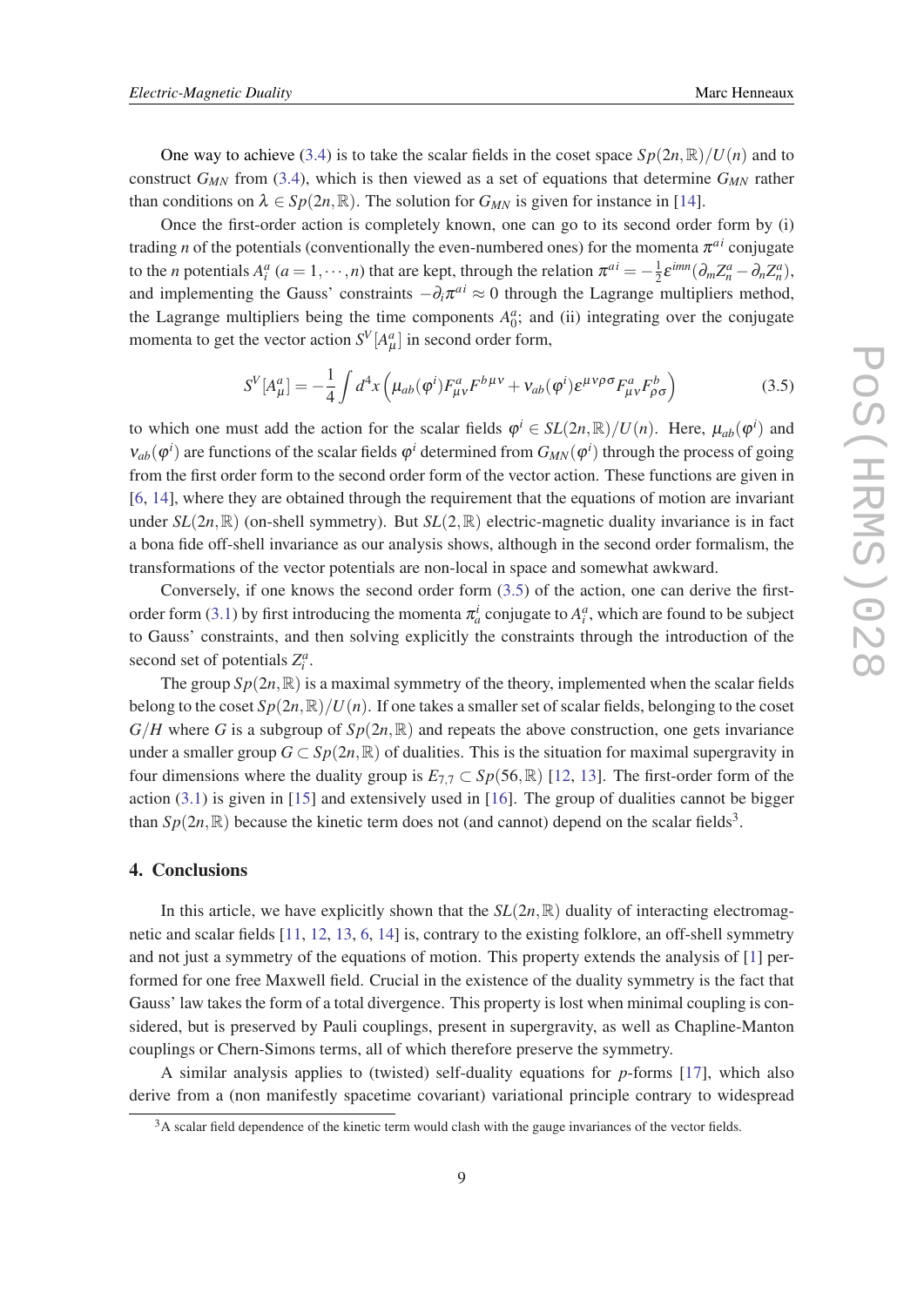One way to achieve (3.4) is to take the scalar fields in the coset space $Sp(2n,\mathbb{R})/U(n)$ and to construct $G_{MN}$ from (3.4), which is then viewed as a set of equations that determine $G_{MN}$ rather than conditions on $\lambda \in Sp(2n,\mathbb{R})$. The solution for $G_{MN}$ is given for instance in [14].

Once the first-order action is completely known, one can go to its second order form by (i) trading $n$ of the potentials (conventionally the even-numbered ones) for the momenta $\pi^{ai}$ conjugate to the $n$ potentials $A^a_i$ ($a = 1, \cdots, n$) that are kept, through the relation $\pi^{ai} = -\frac{1}{2}\varepsilon^{imn}(\partial_m Z^a_n - \partial_n Z^a_n)$, and implementing the Gauss' constraints $-\partial_i \pi^{ai} \approx 0$ through the Lagrange multipliers method, the Lagrange multipliers being the time components $A^a_0$; and (ii) integrating over the conjugate momenta to get the vector action $S^V[A^a_\mu]$ in second order form,

$$S^V[A^a_\mu] = -\frac{1}{4}\int d^4x \left(\mu_{ab}(\varphi^i) F^a_{\mu\nu} F^{b\mu\nu} + \nu_{ab}(\varphi^i)\varepsilon^{\mu\nu\rho\sigma} F^a_{\mu\nu} F^b_{\rho\sigma}\right) \tag{3.5}$$

to which one must add the action for the scalar fields $\varphi^i \in SL(2n,\mathbb{R})/U(n)$. Here, $\mu_{ab}(\varphi^i)$ and $\nu_{ab}(\varphi^i)$ are functions of the scalar fields $\varphi^i$ determined from $G_{MN}(\varphi^i)$ through the process of going from the first order form to the second order form of the vector action. These functions are given in [6, 14], where they are obtained through the requirement that the equations of motion are invariant under $SL(2n,\mathbb{R})$ (on-shell symmetry). But $SL(2,\mathbb{R})$ electric-magnetic duality invariance is in fact a bona fide off-shell invariance as our analysis shows, although in the second order formalism, the transformations of the vector potentials are non-local in space and somewhat awkward.

Conversely, if one knows the second order form (3.5) of the action, one can derive the first-order form (3.1) by first introducing the momenta $\pi^i_a$ conjugate to $A^a_i$, which are found to be subject to Gauss' constraints, and then solving explicitly the constraints through the introduction of the second set of potentials $Z^a_i$.

The group $Sp(2n,\mathbb{R})$ is a maximal symmetry of the theory, implemented when the scalar fields belong to the coset $Sp(2n,\mathbb{R})/U(n)$. If one takes a smaller set of scalar fields, belonging to the coset $G/H$ where $G$ is a subgroup of $Sp(2n,\mathbb{R})$ and repeats the above construction, one gets invariance under a smaller group $G \subset Sp(2n,\mathbb{R})$ of dualities. This is the situation for maximal supergravity in four dimensions where the duality group is $E_{7,7} \subset Sp(56,\mathbb{R})$ [12, 13]. The first-order form of the action (3.1) is given in [15] and extensively used in [16]. The group of dualities cannot be bigger than $Sp(2n,\mathbb{R})$ because the kinetic term does not (and cannot) depend on the scalar fields[3].

## 4. Conclusions

In this article, we have explicitly shown that the $SL(2n,\mathbb{R})$ duality of interacting electromagnetic and scalar fields [11, 12, 13, 6, 14] is, contrary to the existing folklore, an off-shell symmetry and not just a symmetry of the equations of motion. This property extends the analysis of [1] performed for one free Maxwell field. Crucial in the existence of the duality symmetry is the fact that Gauss' law takes the form of a total divergence. This property is lost when minimal coupling is considered, but is preserved by Pauli couplings, present in supergravity, as well as Chapline-Manton couplings or Chern-Simons terms, all of which therefore preserve the symmetry.

A similar analysis applies to (twisted) self-duality equations for $p$-forms [17], which also derive from a (non manifestly spacetime covariant) variational principle contrary to widespread

[3] A scalar field dependence of the kinetic term would clash with the gauge invariances of the vector fields.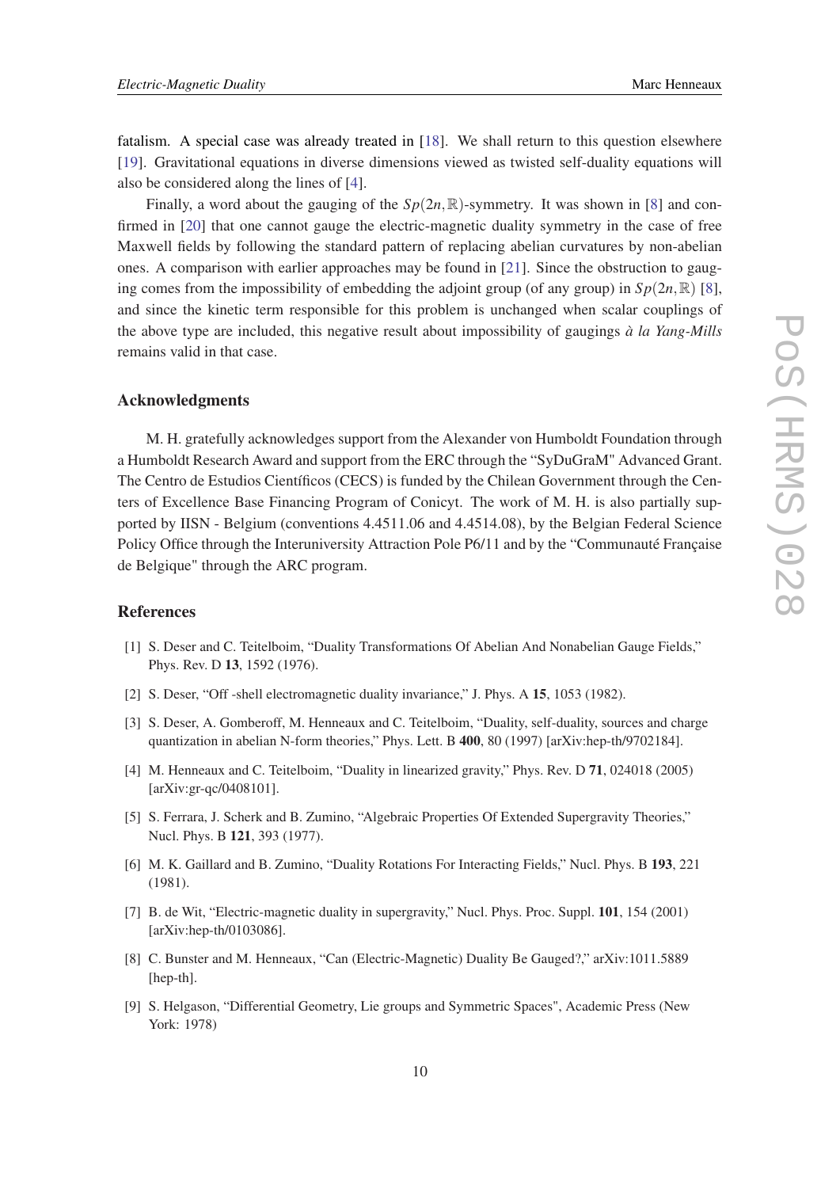fatalism. A special case was already treated in [18]. We shall return to this question elsewhere [19]. Gravitational equations in diverse dimensions viewed as twisted self-duality equations will also be considered along the lines of [4].

Finally, a word about the gauging of the $Sp(2n,\mathbb{R})$-symmetry. It was shown in [8] and confirmed in [20] that one cannot gauge the electric-magnetic duality symmetry in the case of free Maxwell fields by following the standard pattern of replacing abelian curvatures by non-abelian ones. A comparison with earlier approaches may be found in [21]. Since the obstruction to gauging comes from the impossibility of embedding the adjoint group (of any group) in $Sp(2n,\mathbb{R})$ [8], and since the kinetic term responsible for this problem is unchanged when scalar couplings of the above type are included, this negative result about impossibility of gaugings *à la Yang-Mills* remains valid in that case.

## Acknowledgments

M. H. gratefully acknowledges support from the Alexander von Humboldt Foundation through a Humboldt Research Award and support from the ERC through the "SyDuGraM" Advanced Grant. The Centro de Estudios Científicos (CECS) is funded by the Chilean Government through the Centers of Excellence Base Financing Program of Conicyt. The work of M. H. is also partially supported by IISN - Belgium (conventions 4.4511.06 and 4.4514.08), by the Belgian Federal Science Policy Office through the Interuniversity Attraction Pole P6/11 and by the "Communauté Française de Belgique" through the ARC program.

## References

[1] S. Deser and C. Teitelboim, "Duality Transformations Of Abelian And Nonabelian Gauge Fields," Phys. Rev. D **13**, 1592 (1976).

[2] S. Deser, "Off -shell electromagnetic duality invariance," J. Phys. A **15**, 1053 (1982).

[3] S. Deser, A. Gomberoff, M. Henneaux and C. Teitelboim, "Duality, self-duality, sources and charge quantization in abelian N-form theories," Phys. Lett. B **400**, 80 (1997) [arXiv:hep-th/9702184].

[4] M. Henneaux and C. Teitelboim, "Duality in linearized gravity," Phys. Rev. D **71**, 024018 (2005) [arXiv:gr-qc/0408101].

[5] S. Ferrara, J. Scherk and B. Zumino, "Algebraic Properties Of Extended Supergravity Theories," Nucl. Phys. B **121**, 393 (1977).

[6] M. K. Gaillard and B. Zumino, "Duality Rotations For Interacting Fields," Nucl. Phys. B **193**, 221 (1981).

[7] B. de Wit, "Electric-magnetic duality in supergravity," Nucl. Phys. Proc. Suppl. **101**, 154 (2001) [arXiv:hep-th/0103086].

[8] C. Bunster and M. Henneaux, "Can (Electric-Magnetic) Duality Be Gauged?," arXiv:1011.5889 [hep-th].

[9] S. Helgason, "Differential Geometry, Lie groups and Symmetric Spaces", Academic Press (New York: 1978)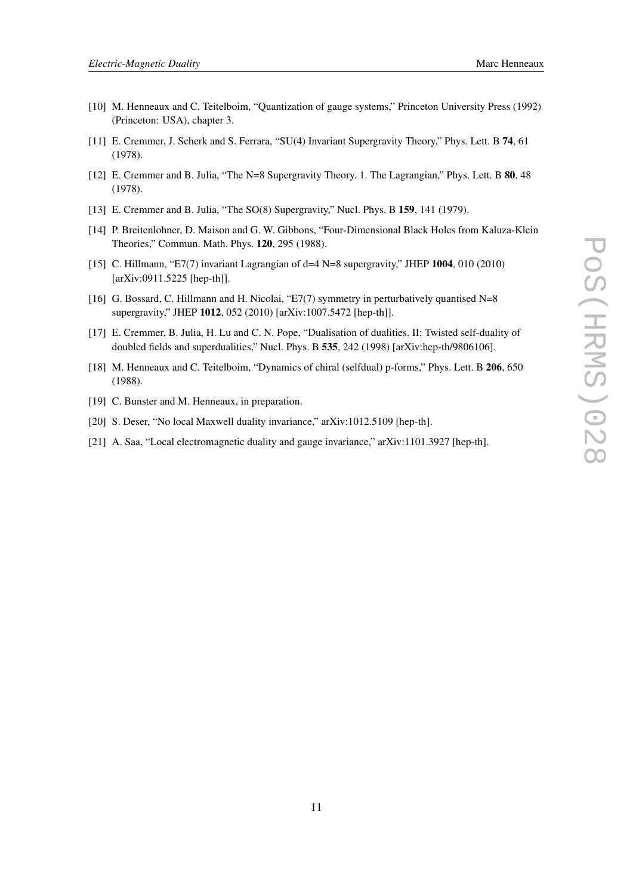[10] M. Henneaux and C. Teitelboim, "Quantization of gauge systems," Princeton University Press (1992) (Princeton: USA), chapter 3.

[11] E. Cremmer, J. Scherk and S. Ferrara, "SU(4) Invariant Supergravity Theory," Phys. Lett. B **74**, 61 (1978).

[12] E. Cremmer and B. Julia, "The N=8 Supergravity Theory. 1. The Lagrangian," Phys. Lett. B **80**, 48 (1978).

[13] E. Cremmer and B. Julia, "The SO(8) Supergravity," Nucl. Phys. B **159**, 141 (1979).

[14] P. Breitenlohner, D. Maison and G. W. Gibbons, "Four-Dimensional Black Holes from Kaluza-Klein Theories," Commun. Math. Phys. **120**, 295 (1988).

[15] C. Hillmann, "E7(7) invariant Lagrangian of d=4 N=8 supergravity," JHEP **1004**, 010 (2010) [arXiv:0911.5225 [hep-th]].

[16] G. Bossard, C. Hillmann and H. Nicolai, "E7(7) symmetry in perturbatively quantised N=8 supergravity," JHEP **1012**, 052 (2010) [arXiv:1007.5472 [hep-th]].

[17] E. Cremmer, B. Julia, H. Lu and C. N. Pope, "Dualisation of dualities. II: Twisted self-duality of doubled fields and superdualities," Nucl. Phys. B **535**, 242 (1998) [arXiv:hep-th/9806106].

[18] M. Henneaux and C. Teitelboim, "Dynamics of chiral (selfdual) p-forms," Phys. Lett. B **206**, 650 (1988).

[19] C. Bunster and M. Henneaux, in preparation.

[20] S. Deser, "No local Maxwell duality invariance," arXiv:1012.5109 [hep-th].

[21] A. Saa, "Local electromagnetic duality and gauge invariance," arXiv:1101.3927 [hep-th].